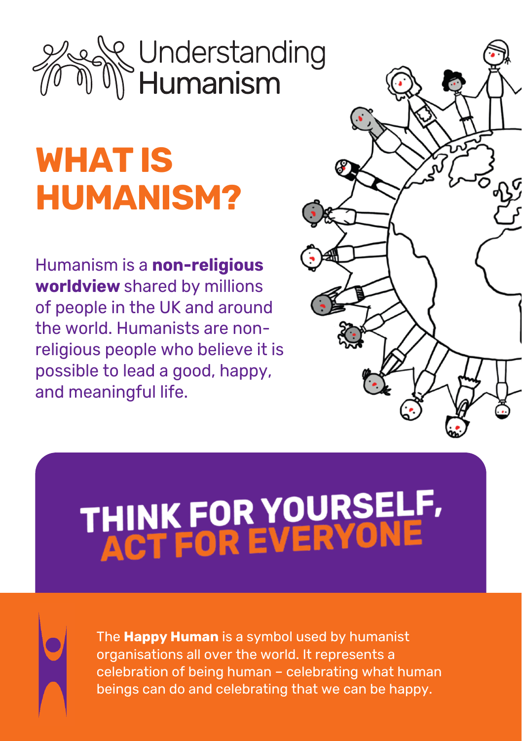Understanding Humanism

# WHAT IS HUMANISM?

Humanism is a **non-religious worldview** shared by millions of people in the UK and around the world. Humanists are non-religious people who believe it is possible to lead a good, happy, and meaningful life.

## THINK FOR YOURSELF, ACT FOR EVERYONE

The **Happy Human** is a symbol used by humanist organisations all over the world. It represents a celebration of being human – celebrating what human beings can do and celebrating that we can be happy.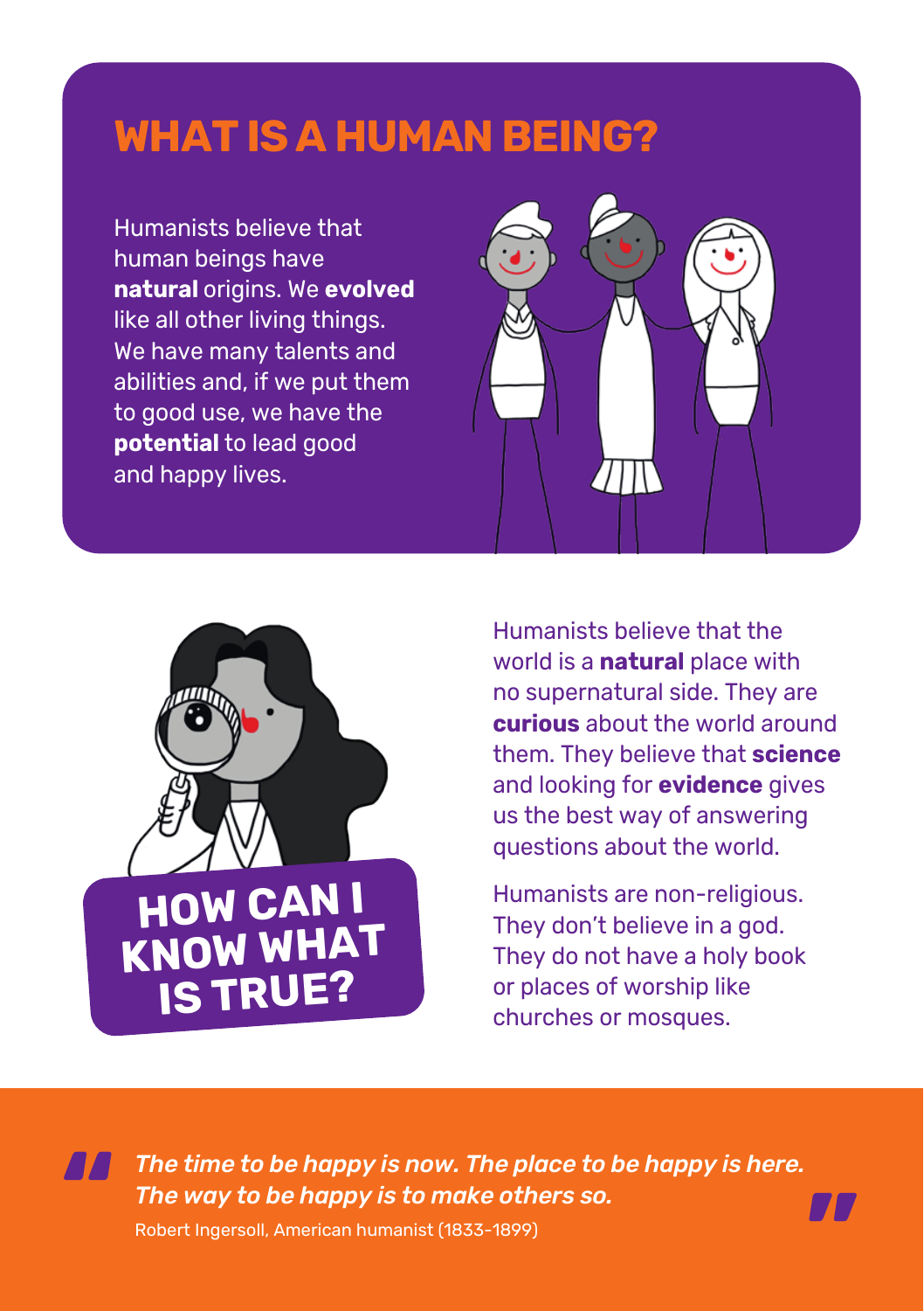# WHAT IS A HUMAN BEING?

Humanists believe that human beings have **natural** origins. We **evolved** like all other living things. We have many talents and abilities and, if we put them to good use, we have the **potential** to lead good and happy lives.

# HOW CAN I KNOW WHAT IS TRUE?

Humanists believe that the world is a **natural** place with no supernatural side. They are **curious** about the world around them. They believe that **science** and looking for **evidence** gives us the best way of answering questions about the world.

Humanists are non-religious. They don't believe in a god. They do not have a holy book or places of worship like churches or mosques.

> *The time to be happy is now. The place to be happy is here. The way to be happy is to make others so.*
>
> Robert Ingersoll, American humanist (1833-1899)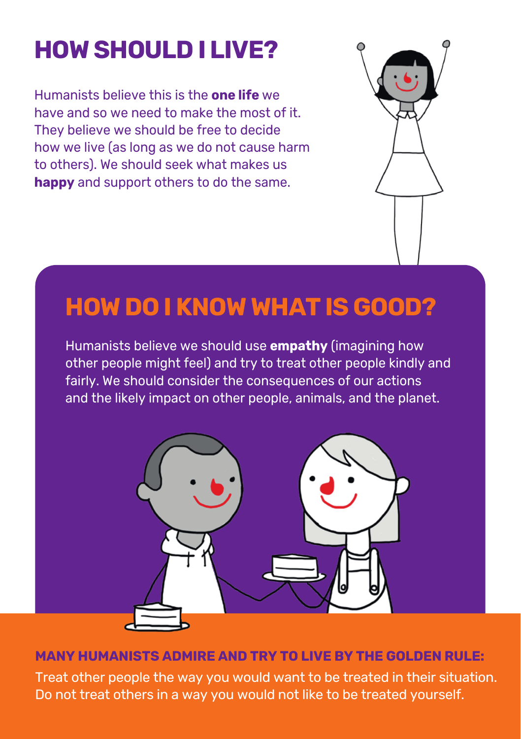# HOW SHOULD I LIVE?

Humanists believe this is the **one life** we have and so we need to make the most of it. They believe we should be free to decide how we live (as long as we do not cause harm to others). We should seek what makes us **happy** and support others to do the same.

## HOW DO I KNOW WHAT IS GOOD?

Humanists believe we should use **empathy** (imagining how other people might feel) and try to treat other people kindly and fairly. We should consider the consequences of our actions and the likely impact on other people, animals, and the planet.

**MANY HUMANISTS ADMIRE AND TRY TO LIVE BY THE GOLDEN RULE:**

Treat other people the way you would want to be treated in their situation. Do not treat others in a way you would not like to be treated yourself.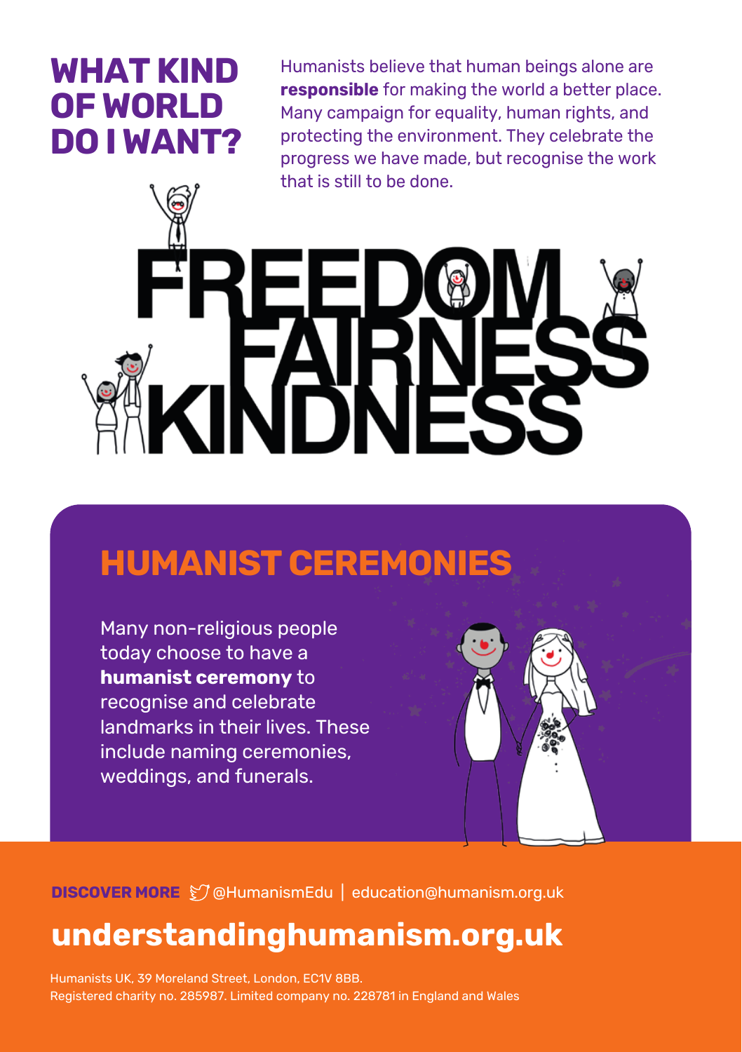# WHAT KIND OF WORLD DO I WANT?

Humanists believe that human beings alone are **responsible** for making the world a better place. Many campaign for equality, human rights, and protecting the environment. They celebrate the progress we have made, but recognise the work that is still to be done.

FREEDOM
FAIRNESS
KINDNESS

## HUMANIST CEREMONIES

Many non-religious people today choose to have a **humanist ceremony** to recognise and celebrate landmarks in their lives. These include naming ceremonies, weddings, and funerals.

**DISCOVER MORE** @HumanismEdu | education@humanism.org.uk

**understandinghumanism.org.uk**

Humanists UK, 39 Moreland Street, London, EC1V 8BB.
Registered charity no. 285987. Limited company no. 228781 in England and Wales